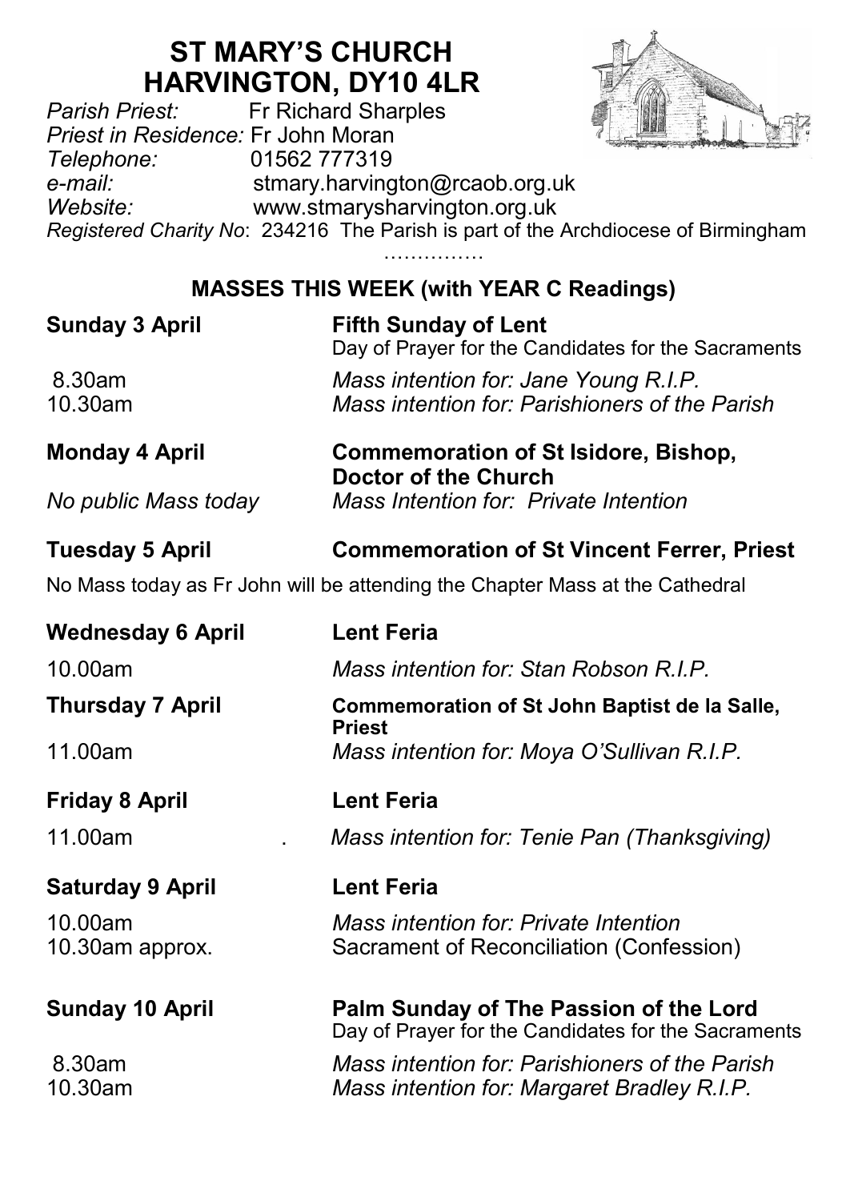# ST MARY'S CHURCH
# HARVINGTON, DY10 4LR

*Parish Priest:* Fr Richard Sharples
*Priest in Residence:* Fr John Moran
*Telephone:* 01562 777319
*e-mail:* stmary.harvington@rcaob.org.uk
*Website:* www.stmarysharvington.org.uk
*Registered Charity No*: 234216 The Parish is part of the Archdiocese of Birmingham

……………

## MASSES THIS WEEK (with YEAR C Readings)

**Sunday 3 April** — **Fifth Sunday of Lent**
Day of Prayer for the Candidates for the Sacraments

8.30am — *Mass intention for: Jane Young R.I.P.*
10.30am — *Mass intention for: Parishioners of the Parish*

**Monday 4 April** — **Commemoration of St Isidore, Bishop, Doctor of the Church**
*No public Mass today* — *Mass Intention for: Private Intention*

**Tuesday 5 April** — **Commemoration of St Vincent Ferrer, Priest**

No Mass today as Fr John will be attending the Chapter Mass at the Cathedral

**Wednesday 6 April** — **Lent Feria**
10.00am — *Mass intention for: Stan Robson R.I.P.*

**Thursday 7 April** — **Commemoration of St John Baptist de la Salle, Priest**
11.00am — *Mass intention for: Moya O'Sullivan R.I.P.*

**Friday 8 April** — **Lent Feria**
11.00am . *Mass intention for: Tenie Pan (Thanksgiving)*

**Saturday 9 April** — **Lent Feria**
10.00am — *Mass intention for: Private Intention*
10.30am approx. — Sacrament of Reconciliation (Confession)

**Sunday 10 April** — **Palm Sunday of The Passion of the Lord**
Day of Prayer for the Candidates for the Sacraments

8.30am — *Mass intention for: Parishioners of the Parish*
10.30am — *Mass intention for: Margaret Bradley R.I.P.*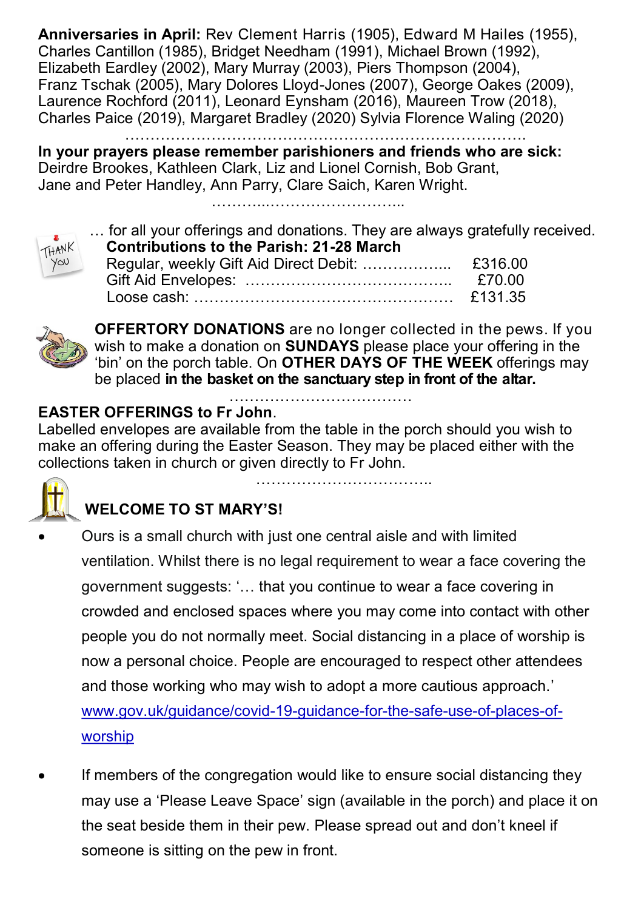**Anniversaries in April:** Rev Clement Harris (1905), Edward M Hailes (1955), Charles Cantillon (1985), Bridget Needham (1991), Michael Brown (1992), Elizabeth Eardley (2002), Mary Murray (2003), Piers Thompson (2004), Franz Tschak (2005), Mary Dolores Lloyd-Jones (2007), George Oakes (2009), Laurence Rochford (2011), Leonard Eynsham (2016), Maureen Trow (2018), Charles Paice (2019), Margaret Bradley (2020) Sylvia Florence Waling (2020)

…………………………………………………………………………..

**In your prayers please remember parishioners and friends who are sick:**
Deirdre Brookes, Kathleen Clark, Liz and Lionel Cornish, Bob Grant, Jane and Peter Handley, Ann Parry, Clare Saich, Karen Wright.

………..……………………..

… for all your offerings and donations. They are always gratefully received.

**Contributions to the Parish: 21-28 March**

| | |
|---|---|
| Regular, weekly Gift Aid Direct Debit: …………….... | £316.00 |
| Gift Aid Envelopes: ………………………………….. | £70.00 |
| Loose cash: …………………………………………… | £131.35 |

**OFFERTORY DONATIONS** are no longer collected in the pews. If you wish to make a donation on **SUNDAYS** please place your offering in the 'bin' on the porch table. On **OTHER DAYS OF THE WEEK** offerings may be placed **in the basket on the sanctuary step in front of the altar.**

………………………………

**EASTER OFFERINGS to Fr John**.
Labelled envelopes are available from the table in the porch should you wish to make an offering during the Easter Season. They may be placed either with the collections taken in church or given directly to Fr John.

……………………………..

**WELCOME TO ST MARY'S!**

- Ours is a small church with just one central aisle and with limited ventilation. Whilst there is no legal requirement to wear a face covering the government suggests: '… that you continue to wear a face covering in crowded and enclosed spaces where you may come into contact with other people you do not normally meet. Social distancing in a place of worship is now a personal choice. People are encouraged to respect other attendees and those working who may wish to adopt a more cautious approach.' www.gov.uk/guidance/covid-19-guidance-for-the-safe-use-of-places-of-worship

- If members of the congregation would like to ensure social distancing they may use a 'Please Leave Space' sign (available in the porch) and place it on the seat beside them in their pew. Please spread out and don't kneel if someone is sitting on the pew in front.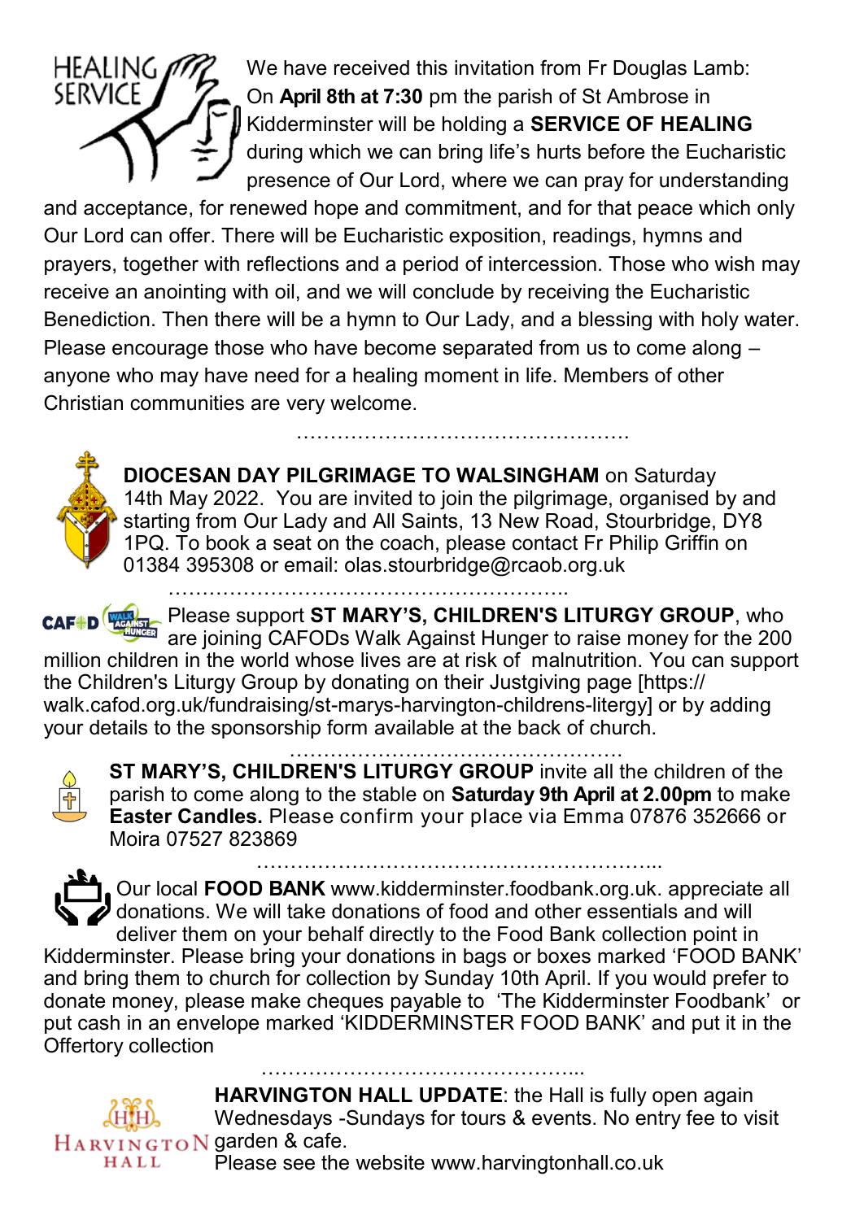HEALING SERVICE

We have received this invitation from Fr Douglas Lamb: On **April 8th at 7:30** pm the parish of St Ambrose in Kidderminster will be holding a **SERVICE OF HEALING** during which we can bring life's hurts before the Eucharistic presence of Our Lord, where we can pray for understanding and acceptance, for renewed hope and commitment, and for that peace which only Our Lord can offer. There will be Eucharistic exposition, readings, hymns and prayers, together with reflections and a period of intercession. Those who wish may receive an anointing with oil, and we will conclude by receiving the Eucharistic Benediction. Then there will be a hymn to Our Lady, and a blessing with holy water. Please encourage those who have become separated from us to come along – anyone who may have need for a healing moment in life. Members of other Christian communities are very welcome.

…………………………………………….

**DIOCESAN DAY PILGRIMAGE TO WALSINGHAM** on Saturday 14th May 2022. You are invited to join the pilgrimage, organised by and starting from Our Lady and All Saints, 13 New Road, Stourbridge, DY8 1PQ. To book a seat on the coach, please contact Fr Philip Griffin on 01384 395308 or email: olas.stourbridge@rcaob.org.uk

…………………………………………………..

Please support **ST MARY'S, CHILDREN'S LITURGY GROUP**, who are joining CAFODs Walk Against Hunger to raise money for the 200 million children in the world whose lives are at risk of malnutrition. You can support the Children's Liturgy Group by donating on their Justgiving page [https://walk.cafod.org.uk/fundraising/st-marys-harvington-childrens-litergy] or by adding your details to the sponsorship form available at the back of church.

…………………………………………….

**ST MARY'S, CHILDREN'S LITURGY GROUP** invite all the children of the parish to come along to the stable on **Saturday 9th April at 2.00pm** to make **Easter Candles.** Please confirm your place via Emma 07876 352666 or Moira 07527 823869

…………………………………………………...

Our local **FOOD BANK** www.kidderminster.foodbank.org.uk. appreciate all donations. We will take donations of food and other essentials and will deliver them on your behalf directly to the Food Bank collection point in Kidderminster. Please bring your donations in bags or boxes marked 'FOOD BANK' and bring them to church for collection by Sunday 10th April. If you would prefer to donate money, please make cheques payable to 'The Kidderminster Foodbank' or put cash in an envelope marked 'KIDDERMINSTER FOOD BANK' and put it in the Offertory collection

………………………………………...

**HARVINGTON HALL UPDATE**: the Hall is fully open again Wednesdays -Sundays for tours & events. No entry fee to visit garden & cafe.
Please see the website www.harvingtonhall.co.uk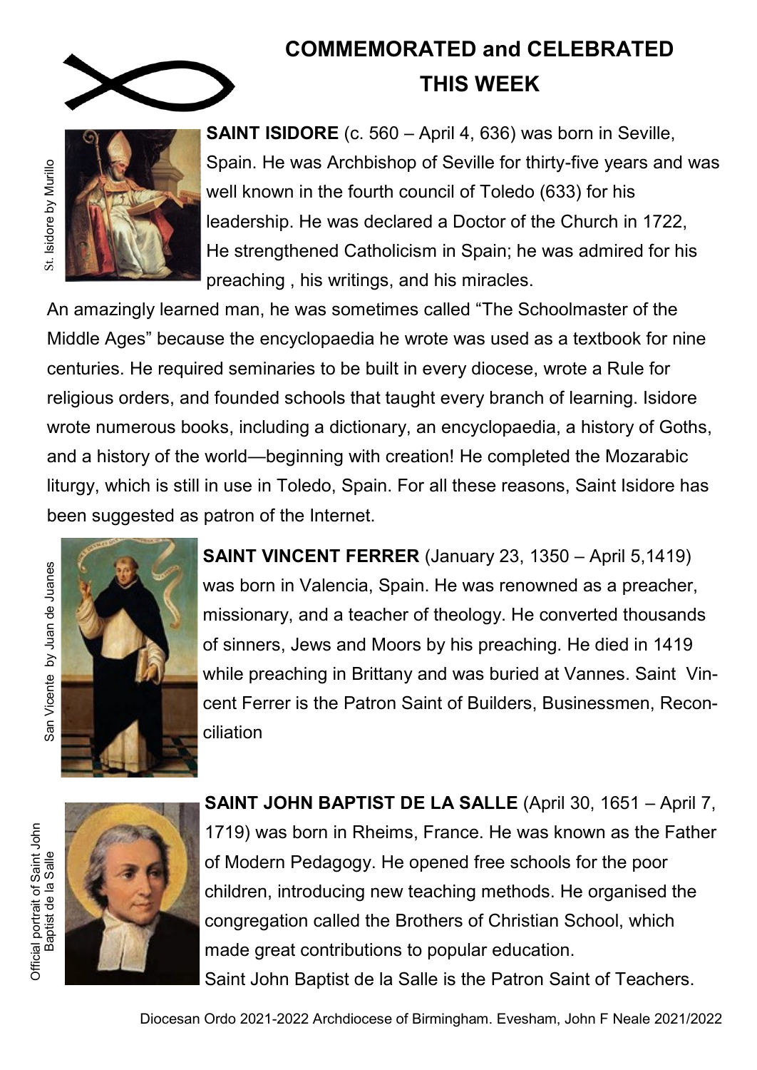# COMMEMORATED and CELEBRATED THIS WEEK

St. Isidore by Murillo

**SAINT ISIDORE** (c. 560 – April 4, 636) was born in Seville, Spain. He was Archbishop of Seville for thirty-five years and was well known in the fourth council of Toledo (633) for his leadership. He was declared a Doctor of the Church in 1722, He strengthened Catholicism in Spain; he was admired for his preaching , his writings, and his miracles.

An amazingly learned man, he was sometimes called "The Schoolmaster of the Middle Ages" because the encyclopaedia he wrote was used as a textbook for nine centuries. He required seminaries to be built in every diocese, wrote a Rule for religious orders, and founded schools that taught every branch of learning. Isidore wrote numerous books, including a dictionary, an encyclopaedia, a history of Goths, and a history of the world—beginning with creation! He completed the Mozarabic liturgy, which is still in use in Toledo, Spain. For all these reasons, Saint Isidore has been suggested as patron of the Internet.

San Vicente by Juan de Juanes

**SAINT VINCENT FERRER** (January 23, 1350 – April 5,1419) was born in Valencia, Spain. He was renowned as a preacher, missionary, and a teacher of theology. He converted thousands of sinners, Jews and Moors by his preaching. He died in 1419 while preaching in Brittany and was buried at Vannes. Saint Vincent Ferrer is the Patron Saint of Builders, Businessmen, Reconciliation

Official portrait of Saint John Baptist de la Salle

**SAINT JOHN BAPTIST DE LA SALLE** (April 30, 1651 – April 7, 1719) was born in Rheims, France. He was known as the Father of Modern Pedagogy. He opened free schools for the poor children, introducing new teaching methods. He organised the congregation called the Brothers of Christian School, which made great contributions to popular education.
Saint John Baptist de la Salle is the Patron Saint of Teachers.

Diocesan Ordo 2021-2022 Archdiocese of Birmingham. Evesham, John F Neale 2021/2022